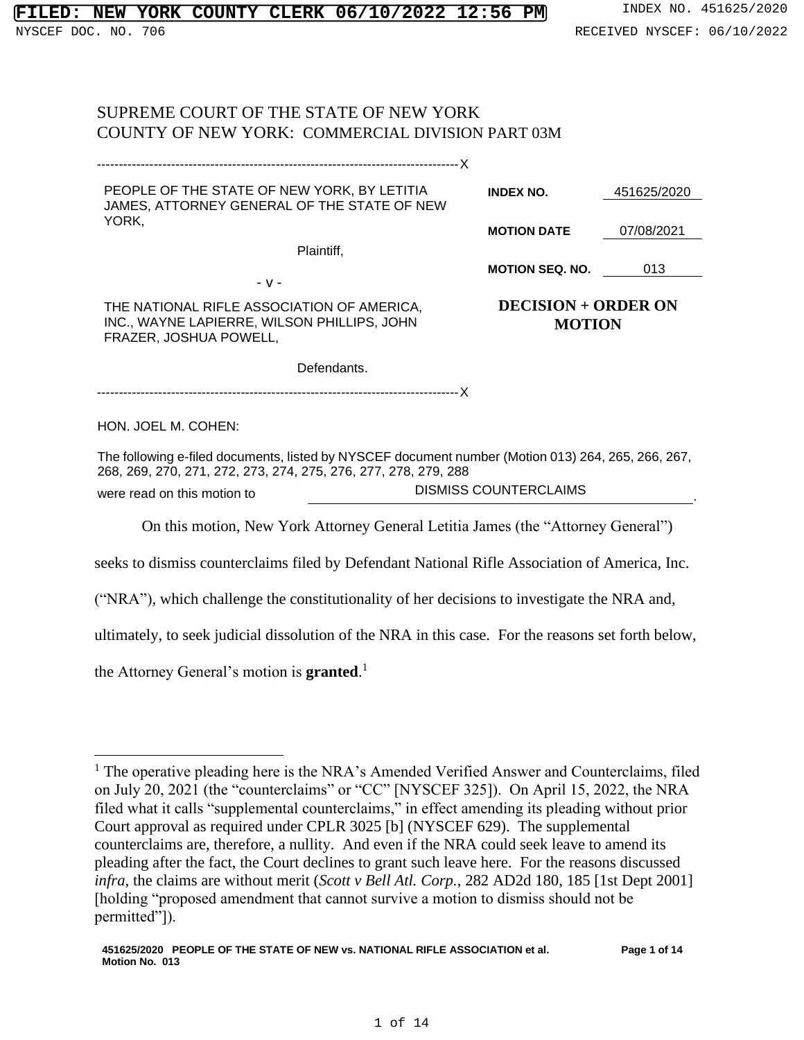SUPREME COURT OF THE STATE OF NEW YORK
COUNTY OF NEW YORK: COMMERCIAL DIVISION PART 03M

| | | |
|---|---|---|
| PEOPLE OF THE STATE OF NEW YORK, BY LETITIA JAMES, ATTORNEY GENERAL OF THE STATE OF NEW YORK, Plaintiff, | INDEX NO. | 451625/2020 |
| - v - | MOTION DATE | 07/08/2021 |
| THE NATIONAL RIFLE ASSOCIATION OF AMERICA, INC., WAYNE LAPIERRE, WILSON PHILLIPS, JOHN FRAZER, JOSHUA POWELL, Defendants. | MOTION SEQ. NO. | 013 |
| | **DECISION + ORDER ON MOTION** | |

HON. JOEL M. COHEN:

The following e-filed documents, listed by NYSCEF document number (Motion 013) 264, 265, 266, 267, 268, 269, 270, 271, 272, 273, 274, 275, 276, 277, 278, 279, 288

were read on this motion to DISMISS COUNTERCLAIMS.

On this motion, New York Attorney General Letitia James (the "Attorney General") seeks to dismiss counterclaims filed by Defendant National Rifle Association of America, Inc. ("NRA"), which challenge the constitutionality of her decisions to investigate the NRA and, ultimately, to seek judicial dissolution of the NRA in this case. For the reasons set forth below, the Attorney General's motion is **granted**.[1]

---

[1] The operative pleading here is the NRA's Amended Verified Answer and Counterclaims, filed on July 20, 2021 (the "counterclaims" or "CC" [NYSCEF 325]). On April 15, 2022, the NRA filed what it calls "supplemental counterclaims," in effect amending its pleading without prior Court approval as required under CPLR 3025 [b] (NYSCEF 629). The supplemental counterclaims are, therefore, a nullity. And even if the NRA could seek leave to amend its pleading after the fact, the Court declines to grant such leave here. For the reasons discussed *infra*, the claims are without merit (*Scott v Bell Atl. Corp.*, 282 AD2d 180, 185 [1st Dept 2001] [holding "proposed amendment that cannot survive a motion to dismiss should not be permitted"]).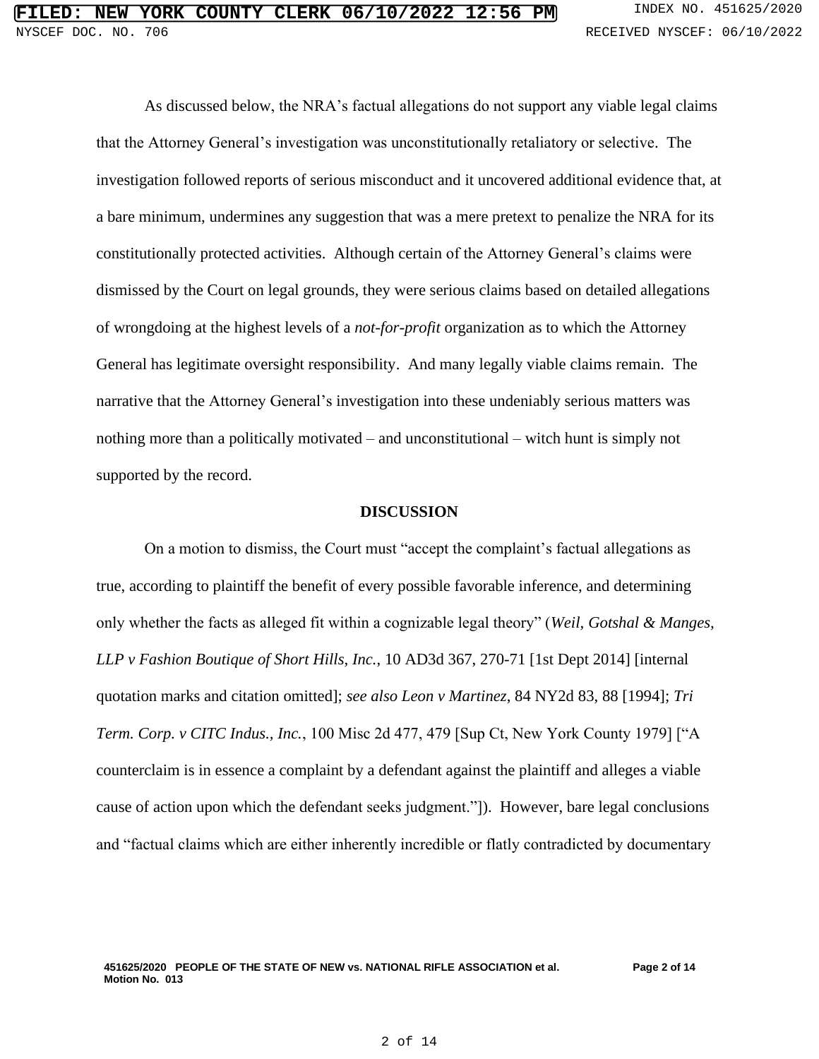As discussed below, the NRA's factual allegations do not support any viable legal claims that the Attorney General's investigation was unconstitutionally retaliatory or selective. The investigation followed reports of serious misconduct and it uncovered additional evidence that, at a bare minimum, undermines any suggestion that was a mere pretext to penalize the NRA for its constitutionally protected activities. Although certain of the Attorney General's claims were dismissed by the Court on legal grounds, they were serious claims based on detailed allegations of wrongdoing at the highest levels of a *not-for-profit* organization as to which the Attorney General has legitimate oversight responsibility. And many legally viable claims remain. The narrative that the Attorney General's investigation into these undeniably serious matters was nothing more than a politically motivated – and unconstitutional – witch hunt is simply not supported by the record.

**DISCUSSION**

On a motion to dismiss, the Court must "accept the complaint's factual allegations as true, according to plaintiff the benefit of every possible favorable inference, and determining only whether the facts as alleged fit within a cognizable legal theory" (*Weil, Gotshal & Manges, LLP v Fashion Boutique of Short Hills, Inc.*, 10 AD3d 367, 270-71 [1st Dept 2014] [internal quotation marks and citation omitted]; *see also Leon v Martinez*, 84 NY2d 83, 88 [1994]; *Tri Term. Corp. v CITC Indus., Inc.*, 100 Misc 2d 477, 479 [Sup Ct, New York County 1979] ["A counterclaim is in essence a complaint by a defendant against the plaintiff and alleges a viable cause of action upon which the defendant seeks judgment."]). However, bare legal conclusions and "factual claims which are either inherently incredible or flatly contradicted by documentary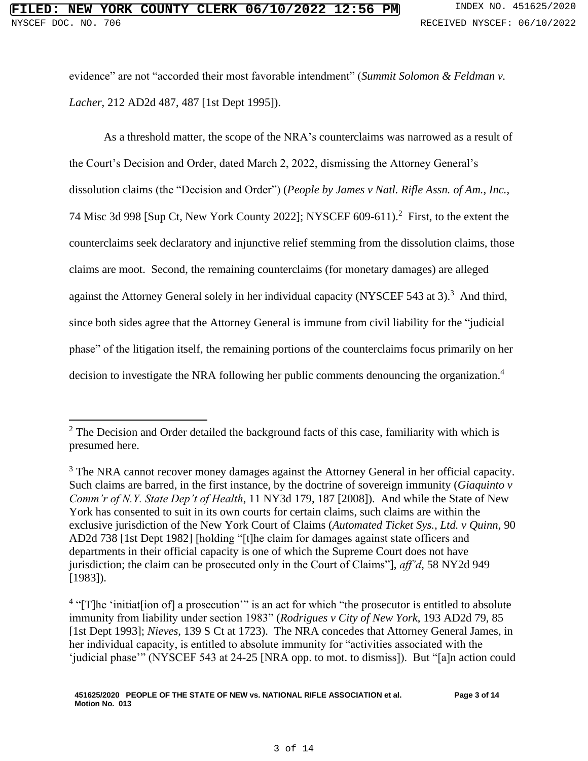evidence" are not "accorded their most favorable intendment" (*Summit Solomon & Feldman v. Lacher*, 212 AD2d 487, 487 [1st Dept 1995]).

As a threshold matter, the scope of the NRA's counterclaims was narrowed as a result of the Court's Decision and Order, dated March 2, 2022, dismissing the Attorney General's dissolution claims (the "Decision and Order") (*People by James v Natl. Rifle Assn. of Am., Inc.*, 74 Misc 3d 998 [Sup Ct, New York County 2022]; NYSCEF 609-611).[2] First, to the extent the counterclaims seek declaratory and injunctive relief stemming from the dissolution claims, those claims are moot. Second, the remaining counterclaims (for monetary damages) are alleged against the Attorney General solely in her individual capacity (NYSCEF 543 at 3).[3] And third, since both sides agree that the Attorney General is immune from civil liability for the "judicial phase" of the litigation itself, the remaining portions of the counterclaims focus primarily on her decision to investigate the NRA following her public comments denouncing the organization.[4]

---

[2] The Decision and Order detailed the background facts of this case, familiarity with which is presumed here.

[3] The NRA cannot recover money damages against the Attorney General in her official capacity. Such claims are barred, in the first instance, by the doctrine of sovereign immunity (*Giaquinto v Comm'r of N.Y. State Dep't of Health*, 11 NY3d 179, 187 [2008]). And while the State of New York has consented to suit in its own courts for certain claims, such claims are within the exclusive jurisdiction of the New York Court of Claims (*Automated Ticket Sys., Ltd. v Quinn*, 90 AD2d 738 [1st Dept 1982] [holding "[t]he claim for damages against state officers and departments in their official capacity is one of which the Supreme Court does not have jurisdiction; the claim can be prosecuted only in the Court of Claims"], *aff'd*, 58 NY2d 949 [1983]).

[4] "[T]he 'initiat[ion of] a prosecution'" is an act for which "the prosecutor is entitled to absolute immunity from liability under section 1983" (*Rodrigues v City of New York*, 193 AD2d 79, 85 [1st Dept 1993]; *Nieves*, 139 S Ct at 1723). The NRA concedes that Attorney General James, in her individual capacity, is entitled to absolute immunity for "activities associated with the 'judicial phase'" (NYSCEF 543 at 24-25 [NRA opp. to mot. to dismiss]). But "[a]n action could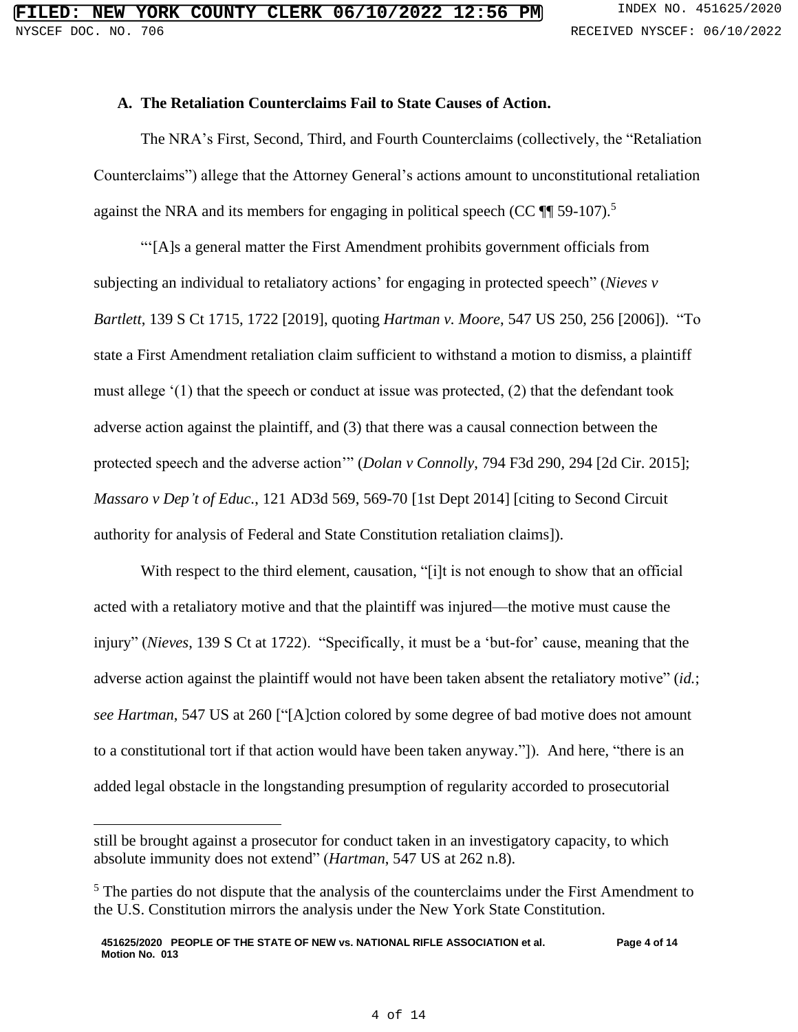### A. The Retaliation Counterclaims Fail to State Causes of Action.

The NRA's First, Second, Third, and Fourth Counterclaims (collectively, the "Retaliation Counterclaims") allege that the Attorney General's actions amount to unconstitutional retaliation against the NRA and its members for engaging in political speech (CC ¶¶ 59-107).[5]

"'[A]s a general matter the First Amendment prohibits government officials from subjecting an individual to retaliatory actions' for engaging in protected speech" (*Nieves v Bartlett*, 139 S Ct 1715, 1722 [2019], quoting *Hartman v. Moore*, 547 US 250, 256 [2006]). "To state a First Amendment retaliation claim sufficient to withstand a motion to dismiss, a plaintiff must allege '(1) that the speech or conduct at issue was protected, (2) that the defendant took adverse action against the plaintiff, and (3) that there was a causal connection between the protected speech and the adverse action'" (*Dolan v Connolly*, 794 F3d 290, 294 [2d Cir. 2015]; *Massaro v Dep't of Educ.*, 121 AD3d 569, 569-70 [1st Dept 2014] [citing to Second Circuit authority for analysis of Federal and State Constitution retaliation claims]).

With respect to the third element, causation, "[i]t is not enough to show that an official acted with a retaliatory motive and that the plaintiff was injured—the motive must cause the injury" (*Nieves*, 139 S Ct at 1722). "Specifically, it must be a 'but-for' cause, meaning that the adverse action against the plaintiff would not have been taken absent the retaliatory motive" (*id.*; *see Hartman*, 547 US at 260 ["[A]ction colored by some degree of bad motive does not amount to a constitutional tort if that action would have been taken anyway."]). And here, "there is an added legal obstacle in the longstanding presumption of regularity accorded to prosecutorial

---

still be brought against a prosecutor for conduct taken in an investigatory capacity, to which absolute immunity does not extend" (*Hartman*, 547 US at 262 n.8).

[5] The parties do not dispute that the analysis of the counterclaims under the First Amendment to the U.S. Constitution mirrors the analysis under the New York State Constitution.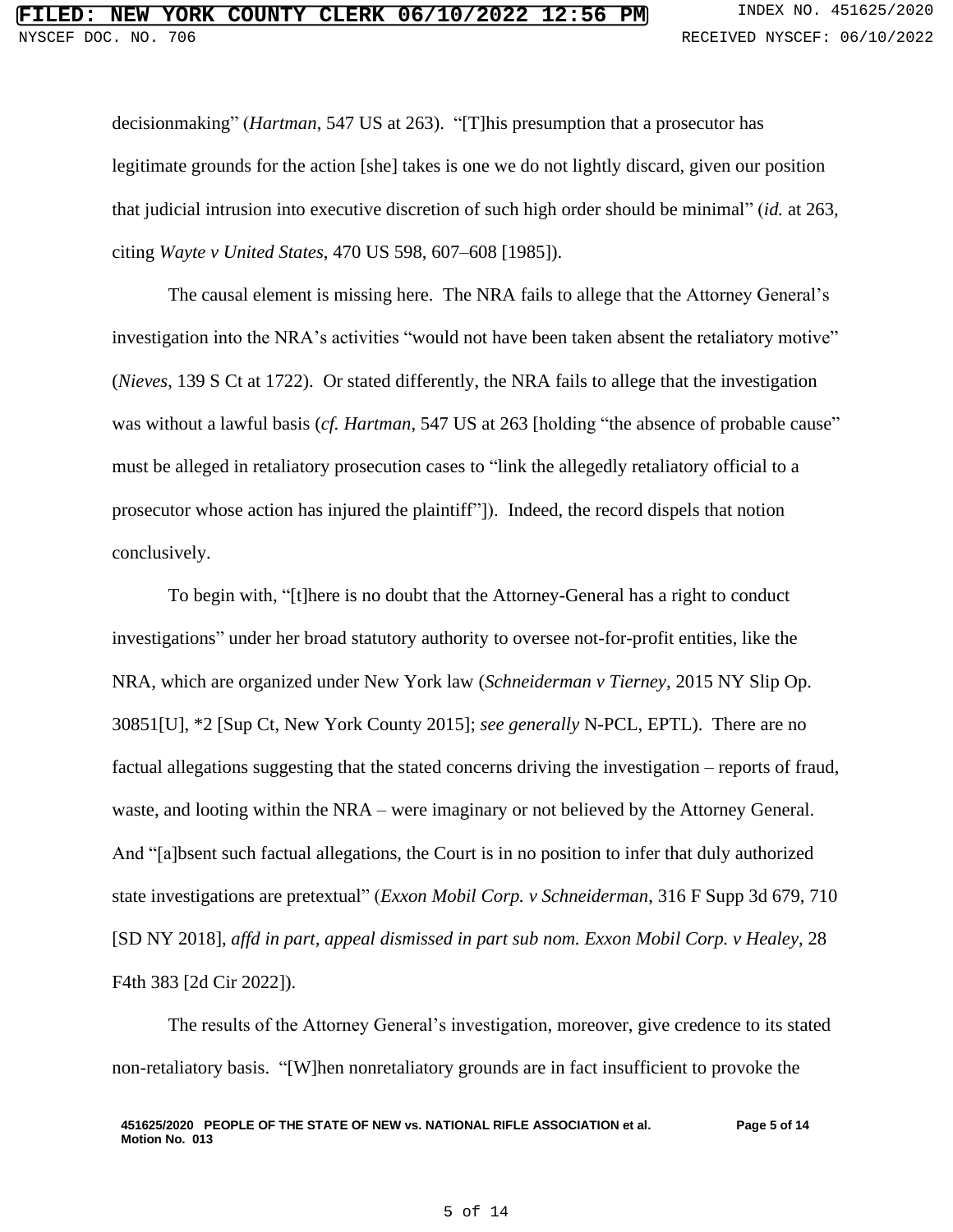decisionmaking" (*Hartman*, 547 US at 263). "[T]his presumption that a prosecutor has legitimate grounds for the action [she] takes is one we do not lightly discard, given our position that judicial intrusion into executive discretion of such high order should be minimal" (*id.* at 263, citing *Wayte v United States*, 470 US 598, 607–608 [1985]).

The causal element is missing here. The NRA fails to allege that the Attorney General's investigation into the NRA's activities "would not have been taken absent the retaliatory motive" (*Nieves*, 139 S Ct at 1722). Or stated differently, the NRA fails to allege that the investigation was without a lawful basis (*cf. Hartman*, 547 US at 263 [holding "the absence of probable cause" must be alleged in retaliatory prosecution cases to "link the allegedly retaliatory official to a prosecutor whose action has injured the plaintiff"]). Indeed, the record dispels that notion conclusively.

To begin with, "[t]here is no doubt that the Attorney-General has a right to conduct investigations" under her broad statutory authority to oversee not-for-profit entities, like the NRA, which are organized under New York law (*Schneiderman v Tierney*, 2015 NY Slip Op. 30851[U], *2 [Sup Ct, New York County 2015]; *see generally* N-PCL, EPTL). There are no factual allegations suggesting that the stated concerns driving the investigation – reports of fraud, waste, and looting within the NRA – were imaginary or not believed by the Attorney General. And "[a]bsent such factual allegations, the Court is in no position to infer that duly authorized state investigations are pretextual" (*Exxon Mobil Corp. v Schneiderman*, 316 F Supp 3d 679, 710 [SD NY 2018], *affd in part, appeal dismissed in part sub nom. Exxon Mobil Corp. v Healey*, 28 F4th 383 [2d Cir 2022]).

The results of the Attorney General's investigation, moreover, give credence to its stated non-retaliatory basis. "[W]hen nonretaliatory grounds are in fact insufficient to provoke the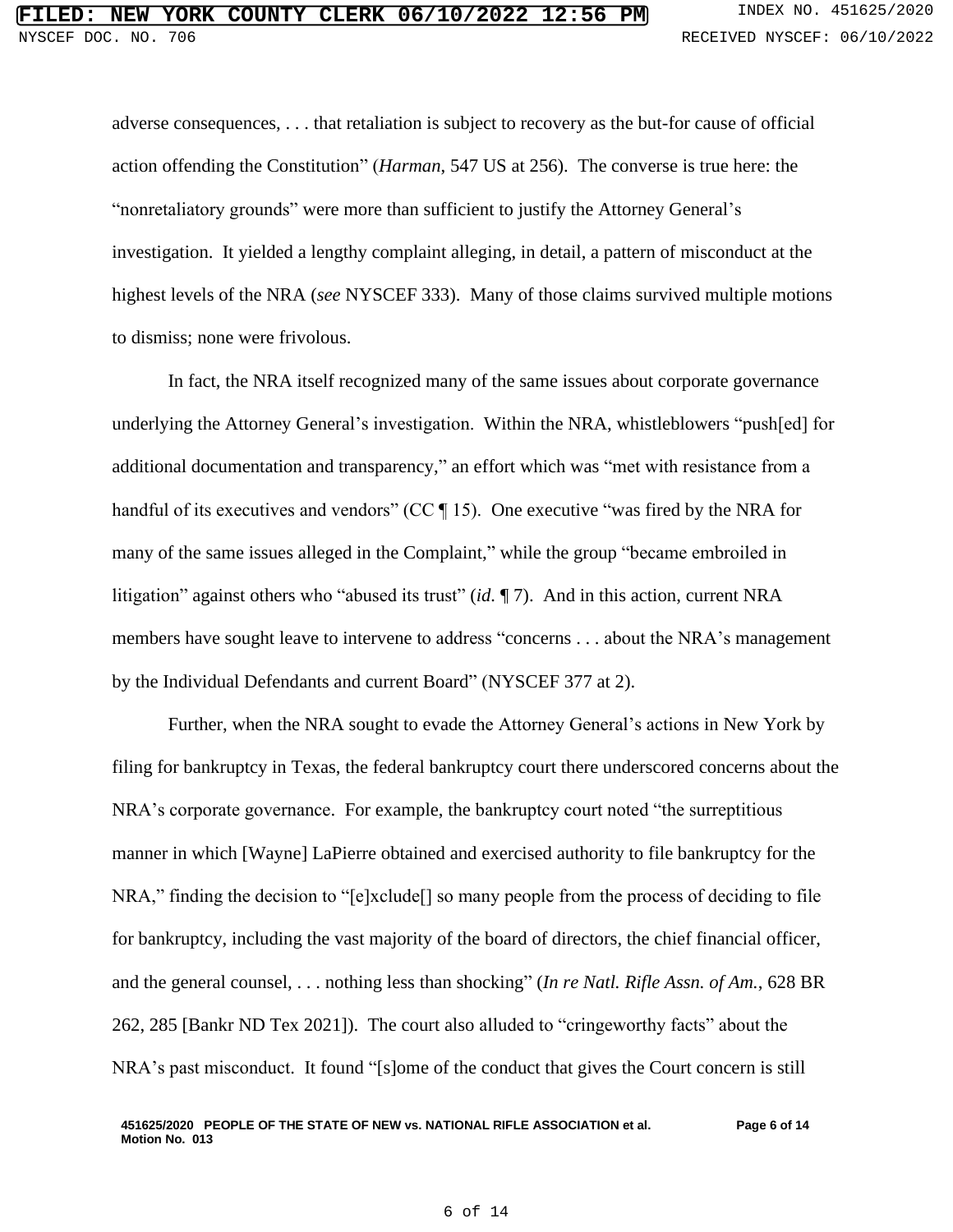adverse consequences, . . . that retaliation is subject to recovery as the but-for cause of official action offending the Constitution" (*Harman*, 547 US at 256). The converse is true here: the "nonretaliatory grounds" were more than sufficient to justify the Attorney General's investigation. It yielded a lengthy complaint alleging, in detail, a pattern of misconduct at the highest levels of the NRA (*see* NYSCEF 333). Many of those claims survived multiple motions to dismiss; none were frivolous.

In fact, the NRA itself recognized many of the same issues about corporate governance underlying the Attorney General's investigation. Within the NRA, whistleblowers "push[ed] for additional documentation and transparency," an effort which was "met with resistance from a handful of its executives and vendors" (CC ¶ 15). One executive "was fired by the NRA for many of the same issues alleged in the Complaint," while the group "became embroiled in litigation" against others who "abused its trust" (*id.* ¶ 7). And in this action, current NRA members have sought leave to intervene to address "concerns . . . about the NRA's management by the Individual Defendants and current Board" (NYSCEF 377 at 2).

Further, when the NRA sought to evade the Attorney General's actions in New York by filing for bankruptcy in Texas, the federal bankruptcy court there underscored concerns about the NRA's corporate governance. For example, the bankruptcy court noted "the surreptitious manner in which [Wayne] LaPierre obtained and exercised authority to file bankruptcy for the NRA," finding the decision to "[e]xclude[] so many people from the process of deciding to file for bankruptcy, including the vast majority of the board of directors, the chief financial officer, and the general counsel, . . . nothing less than shocking" (*In re Natl. Rifle Assn. of Am.*, 628 BR 262, 285 [Bankr ND Tex 2021]). The court also alluded to "cringeworthy facts" about the NRA's past misconduct. It found "[s]ome of the conduct that gives the Court concern is still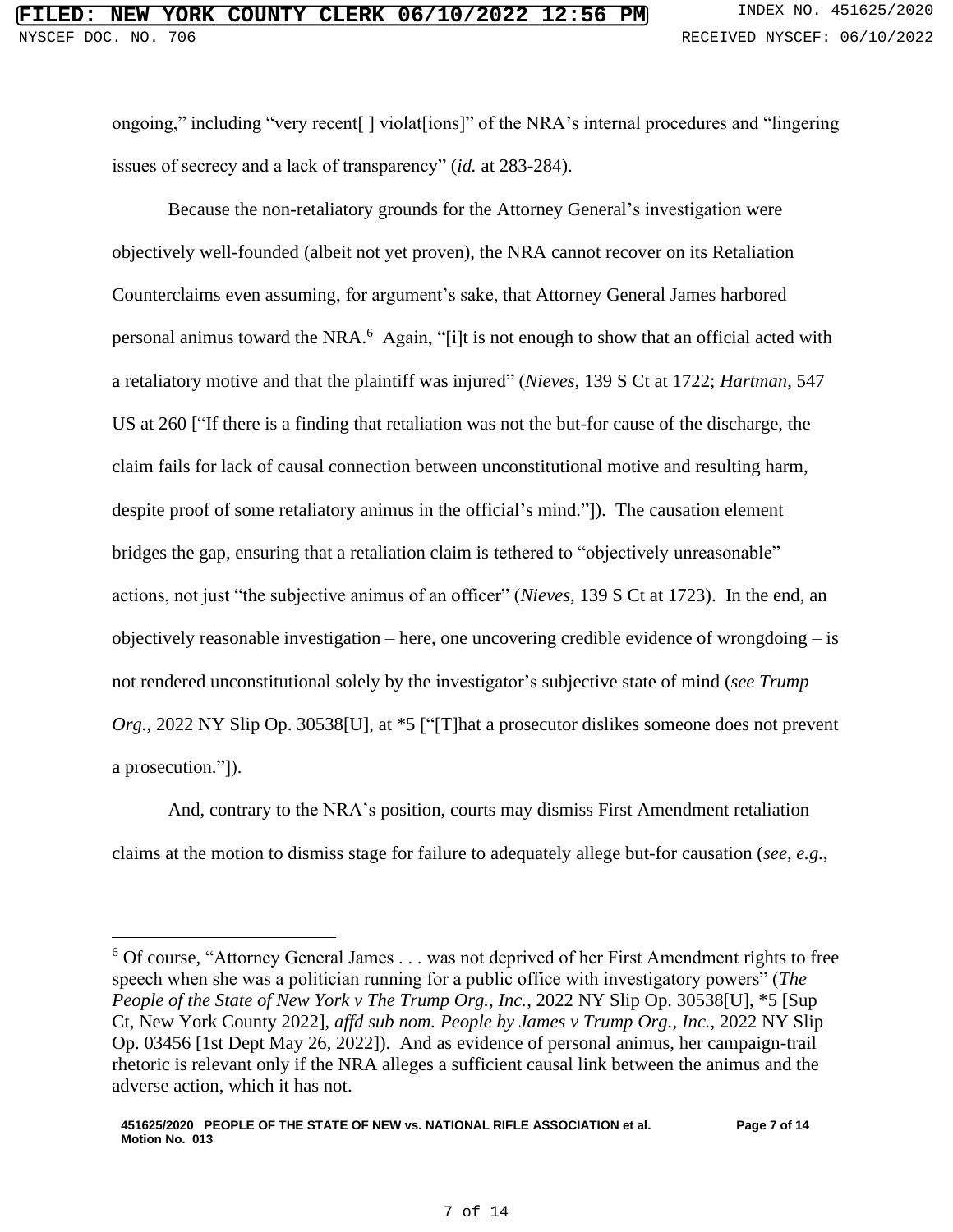ongoing," including "very recent[ ] violat[ions]" of the NRA's internal procedures and "lingering issues of secrecy and a lack of transparency" (*id.* at 283-284).

Because the non-retaliatory grounds for the Attorney General's investigation were objectively well-founded (albeit not yet proven), the NRA cannot recover on its Retaliation Counterclaims even assuming, for argument's sake, that Attorney General James harbored personal animus toward the NRA.[6] Again, "[i]t is not enough to show that an official acted with a retaliatory motive and that the plaintiff was injured" (*Nieves*, 139 S Ct at 1722; *Hartman*, 547 US at 260 ["If there is a finding that retaliation was not the but-for cause of the discharge, the claim fails for lack of causal connection between unconstitutional motive and resulting harm, despite proof of some retaliatory animus in the official's mind."]). The causation element bridges the gap, ensuring that a retaliation claim is tethered to "objectively unreasonable" actions, not just "the subjective animus of an officer" (*Nieves*, 139 S Ct at 1723). In the end, an objectively reasonable investigation – here, one uncovering credible evidence of wrongdoing – is not rendered unconstitutional solely by the investigator's subjective state of mind (*see Trump Org.*, 2022 NY Slip Op. 30538[U], at *5 ["[T]hat a prosecutor dislikes someone does not prevent a prosecution."]).

And, contrary to the NRA's position, courts may dismiss First Amendment retaliation claims at the motion to dismiss stage for failure to adequately allege but-for causation (*see, e.g.*,

[6] Of course, "Attorney General James . . . was not deprived of her First Amendment rights to free speech when she was a politician running for a public office with investigatory powers" (*The People of the State of New York v The Trump Org., Inc.*, 2022 NY Slip Op. 30538[U], *5 [Sup Ct, New York County 2022], *affd sub nom. People by James v Trump Org., Inc.*, 2022 NY Slip Op. 03456 [1st Dept May 26, 2022]). And as evidence of personal animus, her campaign-trail rhetoric is relevant only if the NRA alleges a sufficient causal link between the animus and the adverse action, which it has not.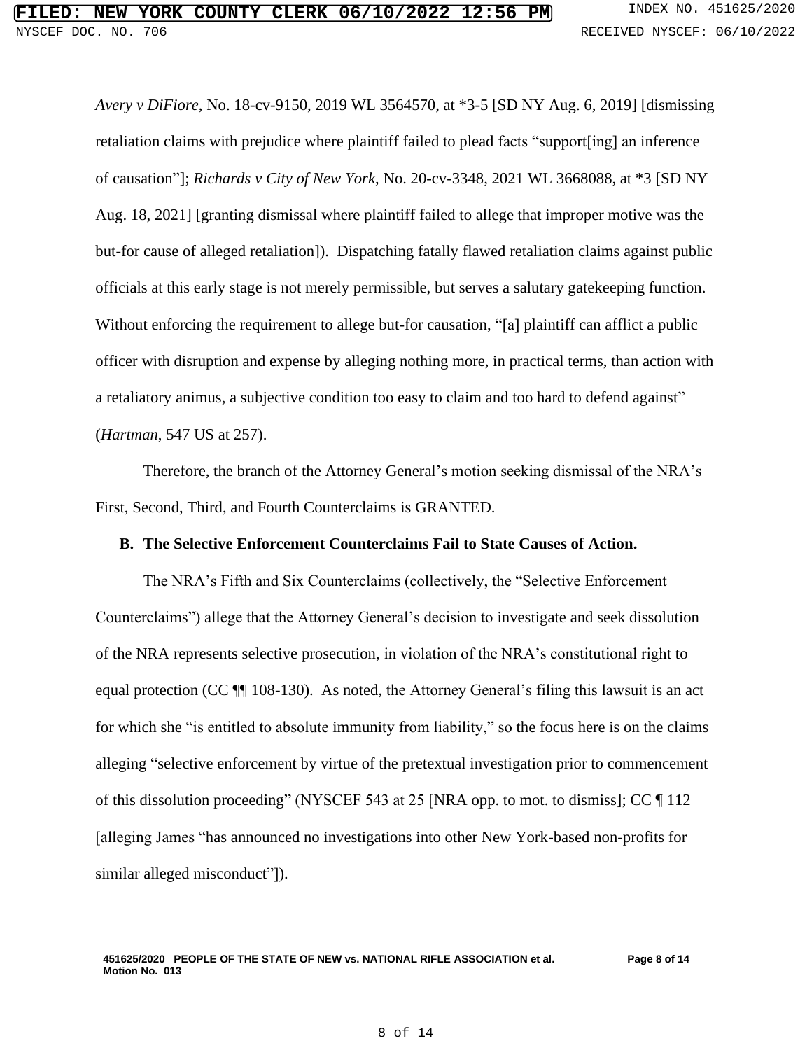*Avery v DiFiore*, No. 18-cv-9150, 2019 WL 3564570, at *3-5 [SD NY Aug. 6, 2019] [dismissing retaliation claims with prejudice where plaintiff failed to plead facts "support[ing] an inference of causation"]; *Richards v City of New York*, No. 20-cv-3348, 2021 WL 3668088, at *3 [SD NY Aug. 18, 2021] [granting dismissal where plaintiff failed to allege that improper motive was the but-for cause of alleged retaliation]). Dispatching fatally flawed retaliation claims against public officials at this early stage is not merely permissible, but serves a salutary gatekeeping function. Without enforcing the requirement to allege but-for causation, "[a] plaintiff can afflict a public officer with disruption and expense by alleging nothing more, in practical terms, than action with a retaliatory animus, a subjective condition too easy to claim and too hard to defend against" (*Hartman*, 547 US at 257).

Therefore, the branch of the Attorney General's motion seeking dismissal of the NRA's First, Second, Third, and Fourth Counterclaims is GRANTED.

**B. The Selective Enforcement Counterclaims Fail to State Causes of Action.**

The NRA's Fifth and Six Counterclaims (collectively, the "Selective Enforcement Counterclaims") allege that the Attorney General's decision to investigate and seek dissolution of the NRA represents selective prosecution, in violation of the NRA's constitutional right to equal protection (CC ¶¶ 108-130). As noted, the Attorney General's filing this lawsuit is an act for which she "is entitled to absolute immunity from liability," so the focus here is on the claims alleging "selective enforcement by virtue of the pretextual investigation prior to commencement of this dissolution proceeding" (NYSCEF 543 at 25 [NRA opp. to mot. to dismiss]; CC ¶ 112 [alleging James "has announced no investigations into other New York-based non-profits for similar alleged misconduct"]).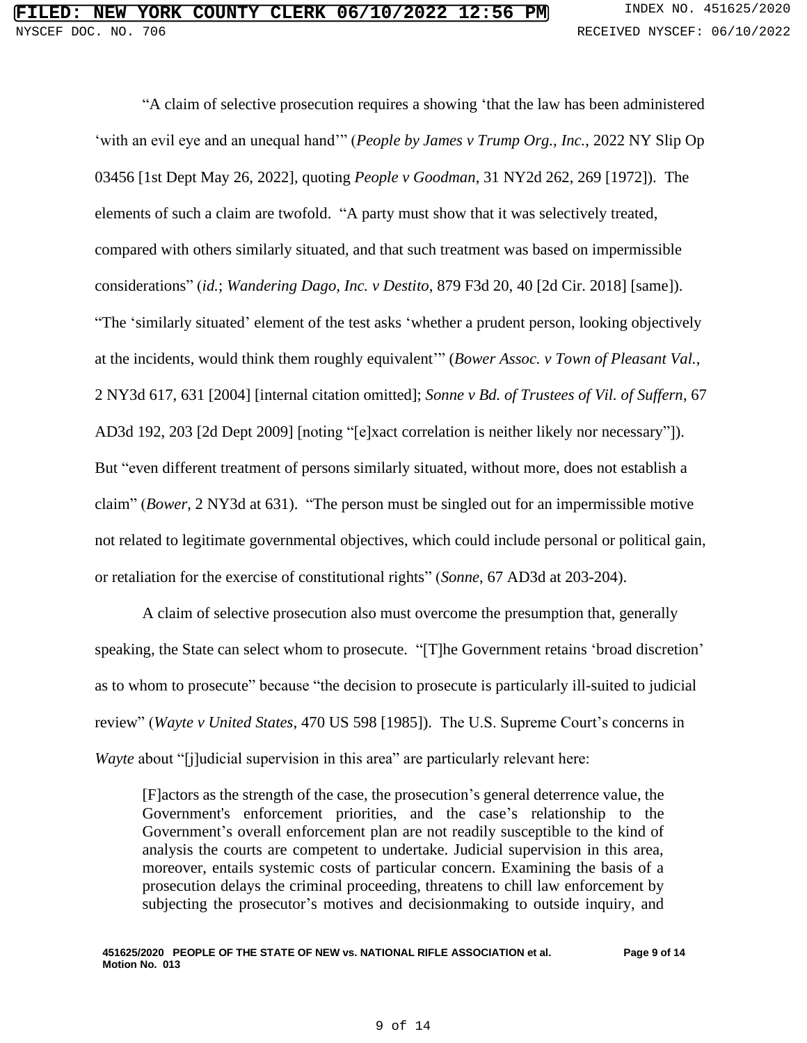"A claim of selective prosecution requires a showing 'that the law has been administered 'with an evil eye and an unequal hand'" (*People by James v Trump Org., Inc.*, 2022 NY Slip Op 03456 [1st Dept May 26, 2022], quoting *People v Goodman*, 31 NY2d 262, 269 [1972]). The elements of such a claim are twofold. "A party must show that it was selectively treated, compared with others similarly situated, and that such treatment was based on impermissible considerations" (*id.*; *Wandering Dago, Inc. v Destito*, 879 F3d 20, 40 [2d Cir. 2018] [same]). "The 'similarly situated' element of the test asks 'whether a prudent person, looking objectively at the incidents, would think them roughly equivalent'" (*Bower Assoc. v Town of Pleasant Val.*, 2 NY3d 617, 631 [2004] [internal citation omitted]; *Sonne v Bd. of Trustees of Vil. of Suffern*, 67 AD3d 192, 203 [2d Dept 2009] [noting "[e]xact correlation is neither likely nor necessary"]). But "even different treatment of persons similarly situated, without more, does not establish a claim" (*Bower*, 2 NY3d at 631). "The person must be singled out for an impermissible motive not related to legitimate governmental objectives, which could include personal or political gain, or retaliation for the exercise of constitutional rights" (*Sonne*, 67 AD3d at 203-204).

A claim of selective prosecution also must overcome the presumption that, generally speaking, the State can select whom to prosecute. "[T]he Government retains 'broad discretion' as to whom to prosecute" because "the decision to prosecute is particularly ill-suited to judicial review" (*Wayte v United States*, 470 US 598 [1985]). The U.S. Supreme Court's concerns in *Wayte* about "[j]udicial supervision in this area" are particularly relevant here:

> [F]actors as the strength of the case, the prosecution's general deterrence value, the Government's enforcement priorities, and the case's relationship to the Government's overall enforcement plan are not readily susceptible to the kind of analysis the courts are competent to undertake. Judicial supervision in this area, moreover, entails systemic costs of particular concern. Examining the basis of a prosecution delays the criminal proceeding, threatens to chill law enforcement by subjecting the prosecutor's motives and decisionmaking to outside inquiry, and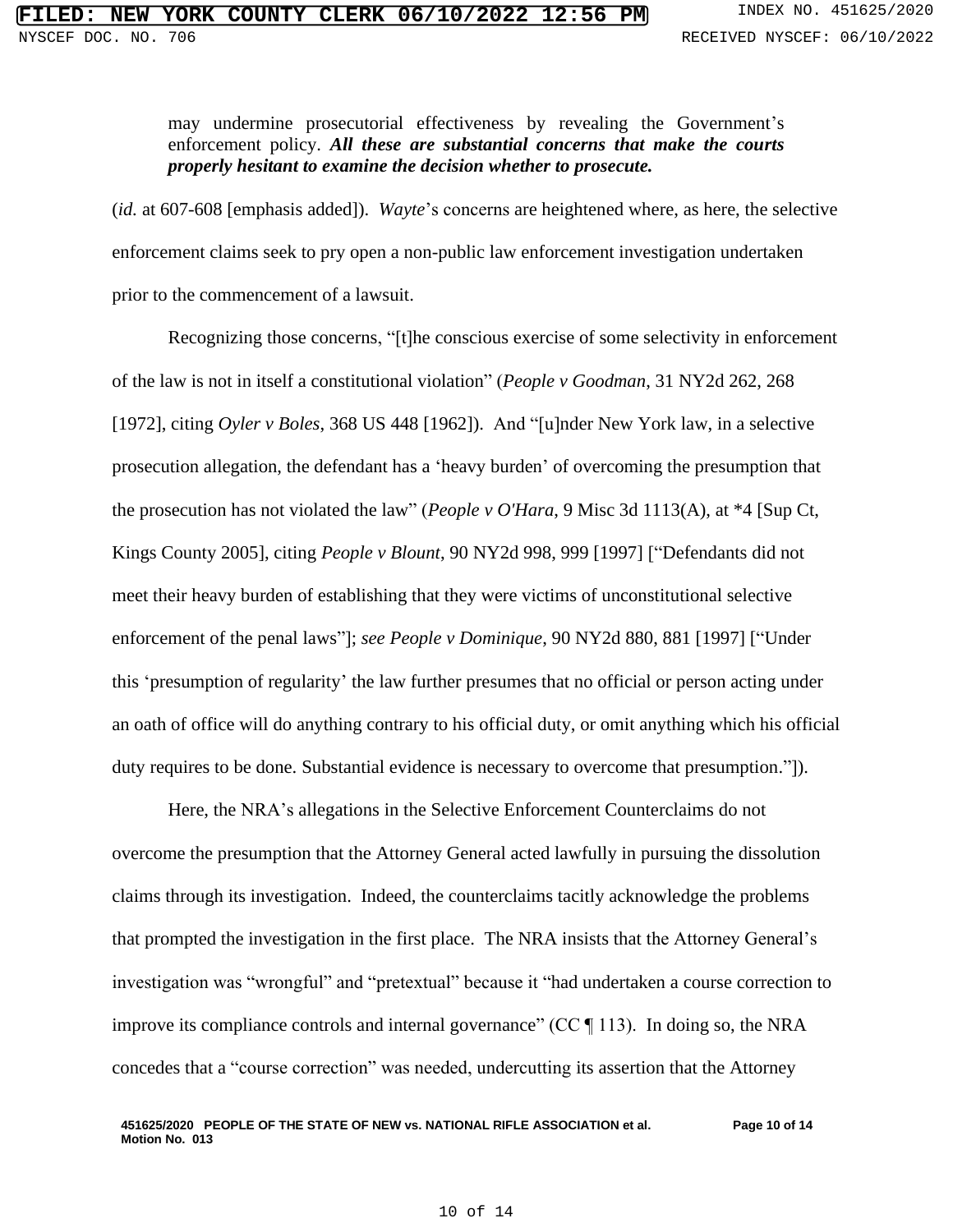> may undermine prosecutorial effectiveness by revealing the Government's enforcement policy. ***All these are substantial concerns that make the courts properly hesitant to examine the decision whether to prosecute.***

(*id.* at 607-608 [emphasis added]). *Wayte*'s concerns are heightened where, as here, the selective enforcement claims seek to pry open a non-public law enforcement investigation undertaken prior to the commencement of a lawsuit.

Recognizing those concerns, "[t]he conscious exercise of some selectivity in enforcement of the law is not in itself a constitutional violation" (*People v Goodman*, 31 NY2d 262, 268 [1972], citing *Oyler v Boles*, 368 US 448 [1962]). And "[u]nder New York law, in a selective prosecution allegation, the defendant has a 'heavy burden' of overcoming the presumption that the prosecution has not violated the law" (*People v O'Hara*, 9 Misc 3d 1113(A), at *4 [Sup Ct, Kings County 2005], citing *People v Blount*, 90 NY2d 998, 999 [1997] ["Defendants did not meet their heavy burden of establishing that they were victims of unconstitutional selective enforcement of the penal laws"]; *see People v Dominique*, 90 NY2d 880, 881 [1997] ["Under this 'presumption of regularity' the law further presumes that no official or person acting under an oath of office will do anything contrary to his official duty, or omit anything which his official duty requires to be done. Substantial evidence is necessary to overcome that presumption."]).

Here, the NRA's allegations in the Selective Enforcement Counterclaims do not overcome the presumption that the Attorney General acted lawfully in pursuing the dissolution claims through its investigation. Indeed, the counterclaims tacitly acknowledge the problems that prompted the investigation in the first place. The NRA insists that the Attorney General's investigation was "wrongful" and "pretextual" because it "had undertaken a course correction to improve its compliance controls and internal governance" (CC ¶ 113). In doing so, the NRA concedes that a "course correction" was needed, undercutting its assertion that the Attorney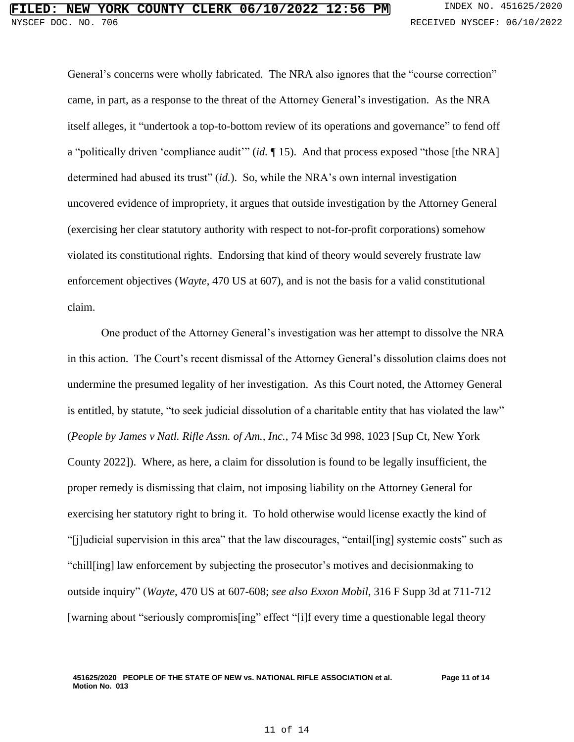General's concerns were wholly fabricated. The NRA also ignores that the "course correction" came, in part, as a response to the threat of the Attorney General's investigation. As the NRA itself alleges, it "undertook a top-to-bottom review of its operations and governance" to fend off a "politically driven 'compliance audit'" (*id.* ¶ 15). And that process exposed "those [the NRA] determined had abused its trust" (*id.*). So, while the NRA's own internal investigation uncovered evidence of impropriety, it argues that outside investigation by the Attorney General (exercising her clear statutory authority with respect to not-for-profit corporations) somehow violated its constitutional rights. Endorsing that kind of theory would severely frustrate law enforcement objectives (*Wayte*, 470 US at 607), and is not the basis for a valid constitutional claim.

One product of the Attorney General's investigation was her attempt to dissolve the NRA in this action. The Court's recent dismissal of the Attorney General's dissolution claims does not undermine the presumed legality of her investigation. As this Court noted, the Attorney General is entitled, by statute, "to seek judicial dissolution of a charitable entity that has violated the law" (*People by James v Natl. Rifle Assn. of Am., Inc.*, 74 Misc 3d 998, 1023 [Sup Ct, New York County 2022]). Where, as here, a claim for dissolution is found to be legally insufficient, the proper remedy is dismissing that claim, not imposing liability on the Attorney General for exercising her statutory right to bring it. To hold otherwise would license exactly the kind of "[j]udicial supervision in this area" that the law discourages, "entail[ing] systemic costs" such as "chill[ing] law enforcement by subjecting the prosecutor's motives and decisionmaking to outside inquiry" (*Wayte*, 470 US at 607-608; *see also Exxon Mobil*, 316 F Supp 3d at 711-712 [warning about "seriously compromis[ing" effect "[i]f every time a questionable legal theory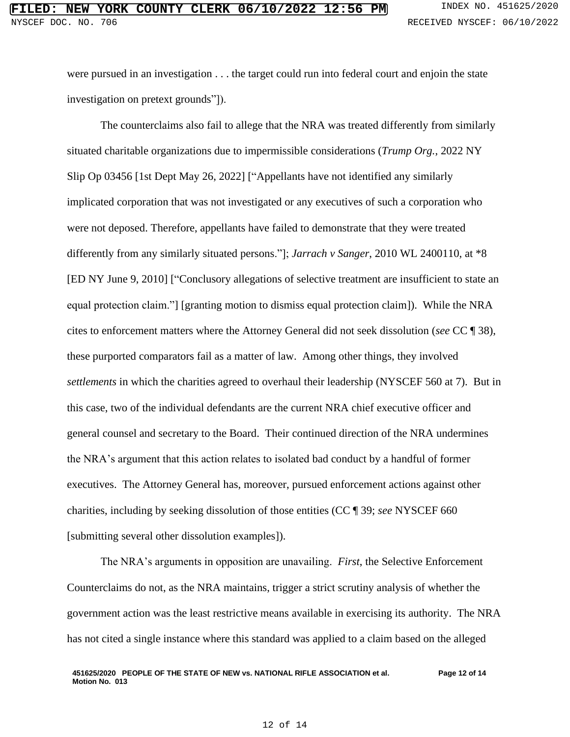were pursued in an investigation . . . the target could run into federal court and enjoin the state investigation on pretext grounds"]).

The counterclaims also fail to allege that the NRA was treated differently from similarly situated charitable organizations due to impermissible considerations (*Trump Org.*, 2022 NY Slip Op 03456 [1st Dept May 26, 2022] ["Appellants have not identified any similarly implicated corporation that was not investigated or any executives of such a corporation who were not deposed. Therefore, appellants have failed to demonstrate that they were treated differently from any similarly situated persons."]; *Jarrach v Sanger*, 2010 WL 2400110, at *8 [ED NY June 9, 2010] ["Conclusory allegations of selective treatment are insufficient to state an equal protection claim."] [granting motion to dismiss equal protection claim]). While the NRA cites to enforcement matters where the Attorney General did not seek dissolution (*see* CC ¶ 38), these purported comparators fail as a matter of law. Among other things, they involved *settlements* in which the charities agreed to overhaul their leadership (NYSCEF 560 at 7). But in this case, two of the individual defendants are the current NRA chief executive officer and general counsel and secretary to the Board. Their continued direction of the NRA undermines the NRA's argument that this action relates to isolated bad conduct by a handful of former executives. The Attorney General has, moreover, pursued enforcement actions against other charities, including by seeking dissolution of those entities (CC ¶ 39; *see* NYSCEF 660 [submitting several other dissolution examples]).

The NRA's arguments in opposition are unavailing. *First*, the Selective Enforcement Counterclaims do not, as the NRA maintains, trigger a strict scrutiny analysis of whether the government action was the least restrictive means available in exercising its authority. The NRA has not cited a single instance where this standard was applied to a claim based on the alleged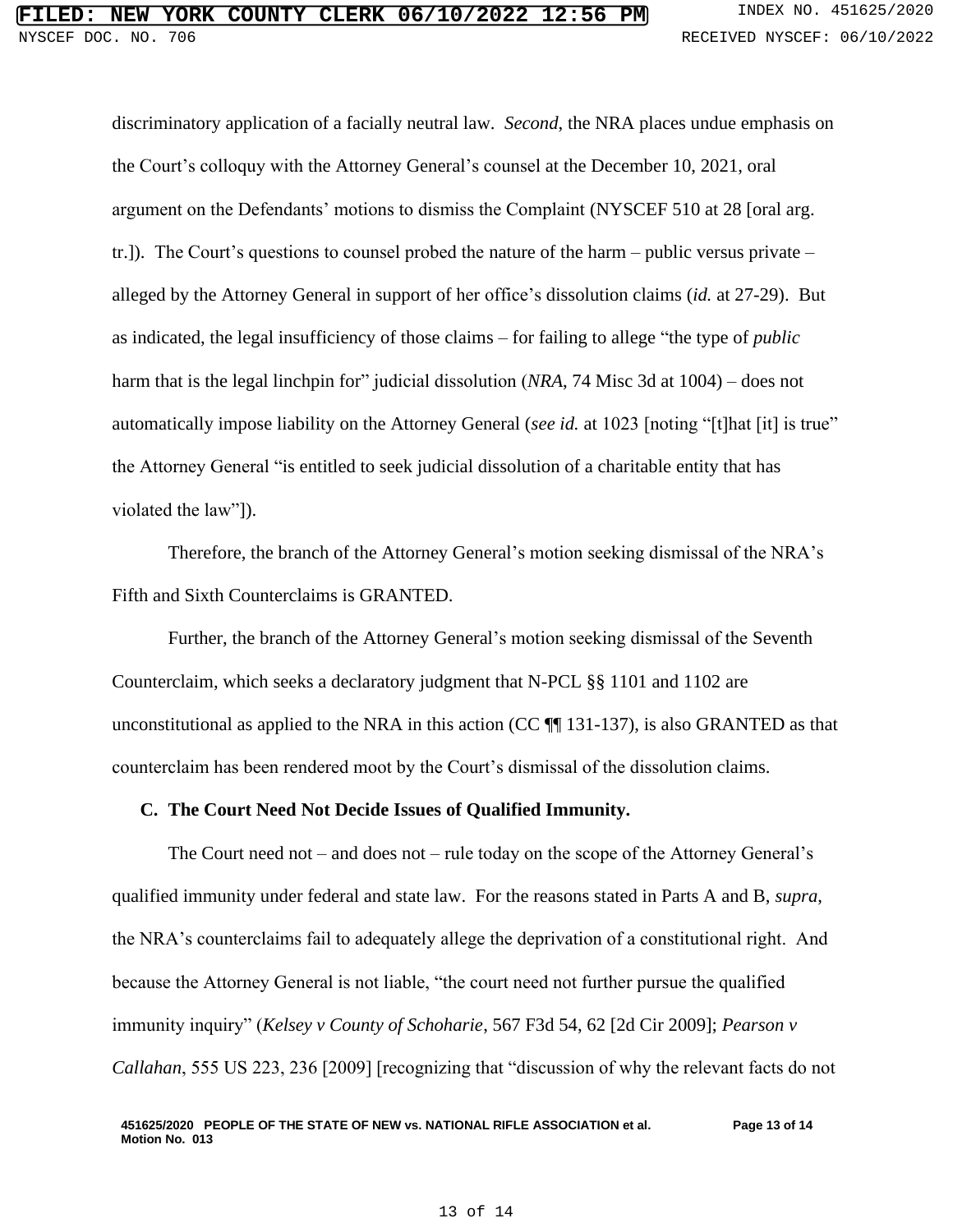discriminatory application of a facially neutral law. *Second*, the NRA places undue emphasis on the Court's colloquy with the Attorney General's counsel at the December 10, 2021, oral argument on the Defendants' motions to dismiss the Complaint (NYSCEF 510 at 28 [oral arg. tr.]). The Court's questions to counsel probed the nature of the harm – public versus private – alleged by the Attorney General in support of her office's dissolution claims (*id.* at 27-29). But as indicated, the legal insufficiency of those claims – for failing to allege "the type of *public* harm that is the legal linchpin for" judicial dissolution (*NRA*, 74 Misc 3d at 1004) – does not automatically impose liability on the Attorney General (*see id.* at 1023 [noting "[t]hat [it] is true" the Attorney General "is entitled to seek judicial dissolution of a charitable entity that has violated the law"]).

Therefore, the branch of the Attorney General's motion seeking dismissal of the NRA's Fifth and Sixth Counterclaims is GRANTED.

Further, the branch of the Attorney General's motion seeking dismissal of the Seventh Counterclaim, which seeks a declaratory judgment that N-PCL §§ 1101 and 1102 are unconstitutional as applied to the NRA in this action (CC ¶¶ 131-137), is also GRANTED as that counterclaim has been rendered moot by the Court's dismissal of the dissolution claims.

### C. The Court Need Not Decide Issues of Qualified Immunity.

The Court need not – and does not – rule today on the scope of the Attorney General's qualified immunity under federal and state law. For the reasons stated in Parts A and B, *supra*, the NRA's counterclaims fail to adequately allege the deprivation of a constitutional right. And because the Attorney General is not liable, "the court need not further pursue the qualified immunity inquiry" (*Kelsey v County of Schoharie*, 567 F3d 54, 62 [2d Cir 2009]; *Pearson v Callahan*, 555 US 223, 236 [2009] [recognizing that "discussion of why the relevant facts do not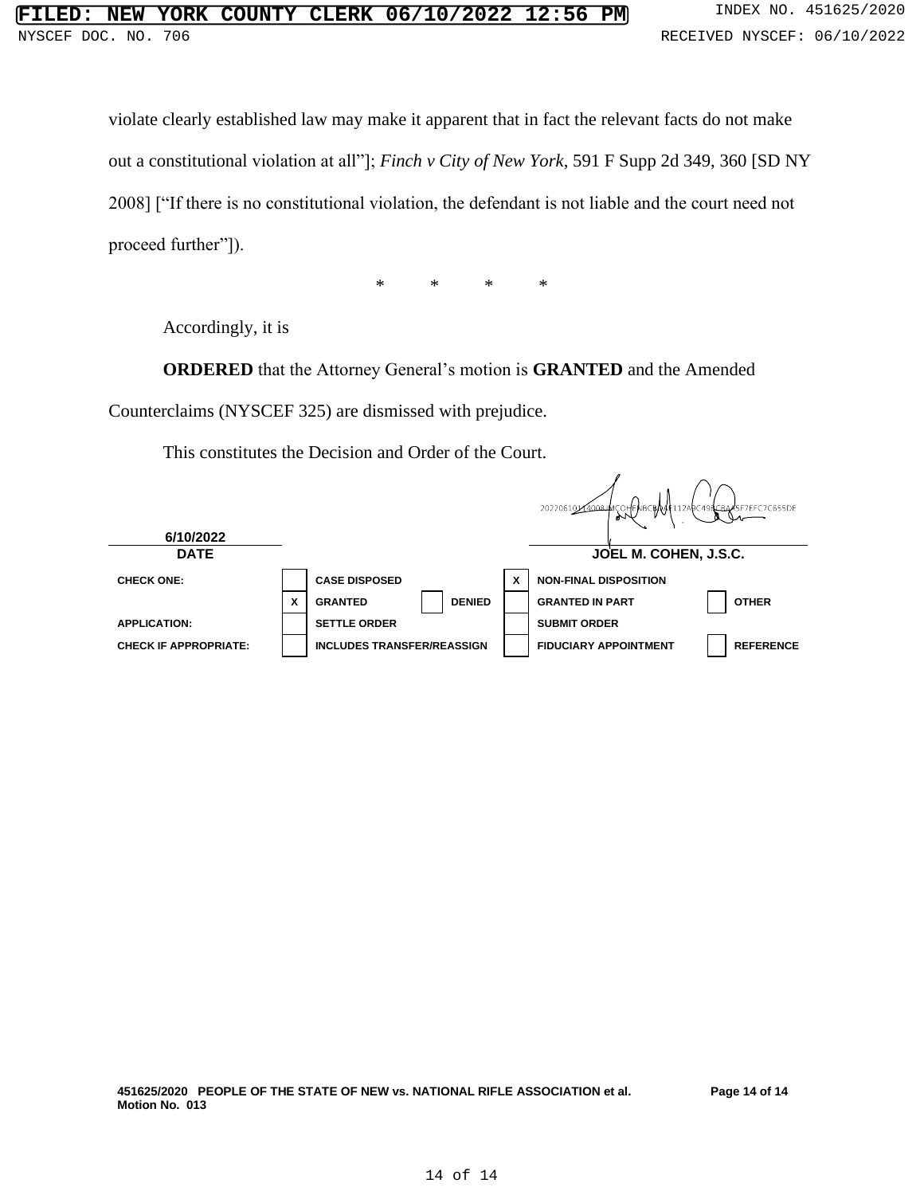violate clearly established law may make it apparent that in fact the relevant facts do not make out a constitutional violation at all"]; *Finch v City of New York*, 591 F Supp 2d 349, 360 [SD NY 2008] ["If there is no constitutional violation, the defendant is not liable and the court need not proceed further"]).

\*     \*     \*     \*

Accordingly, it is

**ORDERED** that the Attorney General's motion is **GRANTED** and the Amended Counterclaims (NYSCEF 325) are dismissed with prejudice.

This constitutes the Decision and Order of the Court.

20220610114008JMCOHENBCB4F112A9C49EC8A55F7EFC7C655DE

| 6/10/2022 | JOEL M. COHEN, J.S.C. |
|---|---|
| **DATE** | |

| | | | | | | | |
|---|---|---|---|---|---|---|---|
| **CHECK ONE:** | | **CASE DISPOSED** | | | X | **NON-FINAL DISPOSITION** | |
| | X | **GRANTED** | | **DENIED** | | **GRANTED IN PART** | **OTHER** |
| **APPLICATION:** | | **SETTLE ORDER** | | | | **SUBMIT ORDER** | |
| **CHECK IF APPROPRIATE:** | | **INCLUDES TRANSFER/REASSIGN** | | | | **FIDUCIARY APPOINTMENT** | **REFERENCE** |

**451625/2020 PEOPLE OF THE STATE OF NEW vs. NATIONAL RIFLE ASSOCIATION et al.**
**Motion No. 013**